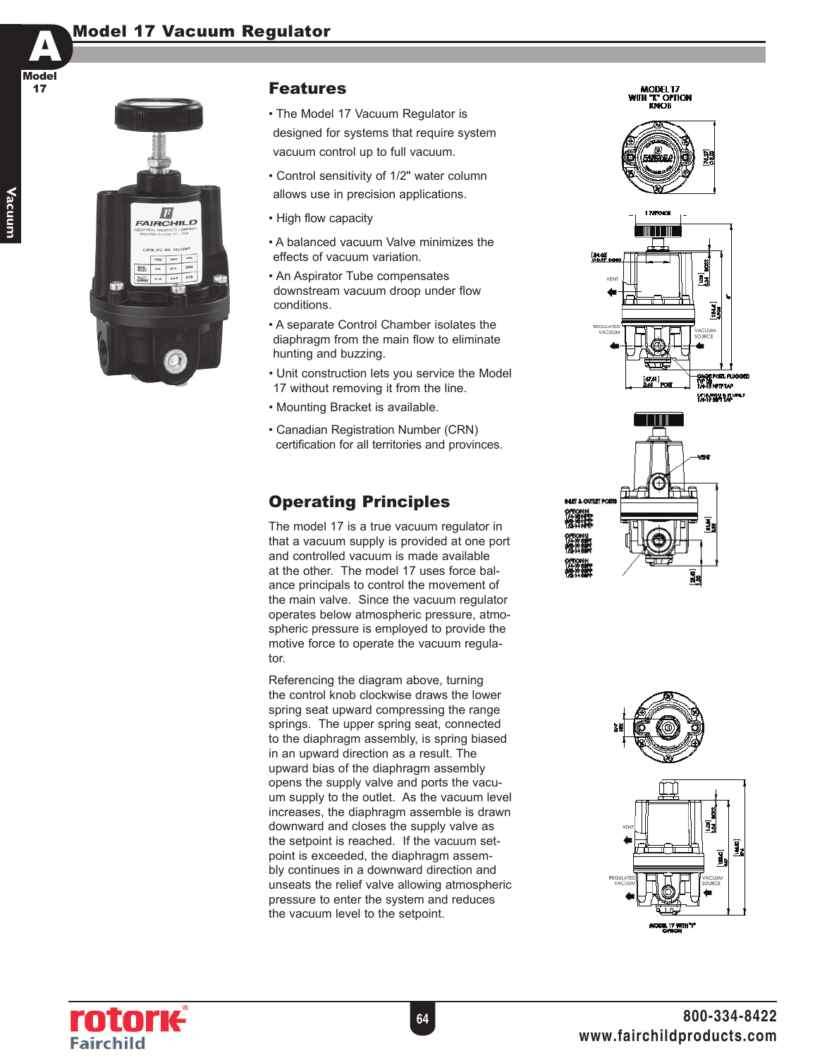# Model 17 Vacuum Regulator

## Features

- The Model 17 Vacuum Regulator is designed for systems that require system vacuum control up to full vacuum.
- Control sensitivity of 1/2" water column allows use in precision applications.
- High flow capacity
- A balanced vacuum Valve minimizes the effects of vacuum variation.
- An Aspirator Tube compensates downstream vacuum droop under flow conditions.
- A separate Control Chamber isolates the diaphragm from the main flow to eliminate hunting and buzzing.
- Unit construction lets you service the Model 17 without removing it from the line.
- Mounting Bracket is available.
- Canadian Registration Number (CRN) certification for all territories and provinces.

## Operating Principles

The model 17 is a true vacuum regulator in that a vacuum supply is provided at one port and controlled vacuum is made available at the other. The model 17 uses force balance principals to control the movement of the main valve. Since the vacuum regulator operates below atmospheric pressure, atmospheric pressure is employed to provide the motive force to operate the vacuum regulator.

Referencing the diagram above, turning the control knob clockwise draws the lower spring seat upward compressing the range springs. The upper spring seat, connected to the diaphragm assembly, is spring biased in an upward direction as a result. The upward bias of the diaphragm assembly opens the supply valve and ports the vacuum supply to the outlet. As the vacuum level increases, the diaphragm assemble is drawn downward and closes the supply valve as the setpoint is reached. If the vacuum setpoint is exceeded, the diaphragm assembly continues in a downward direction and unseats the relief valve allowing atmospheric pressure to enter the system and reduces the vacuum level to the setpoint.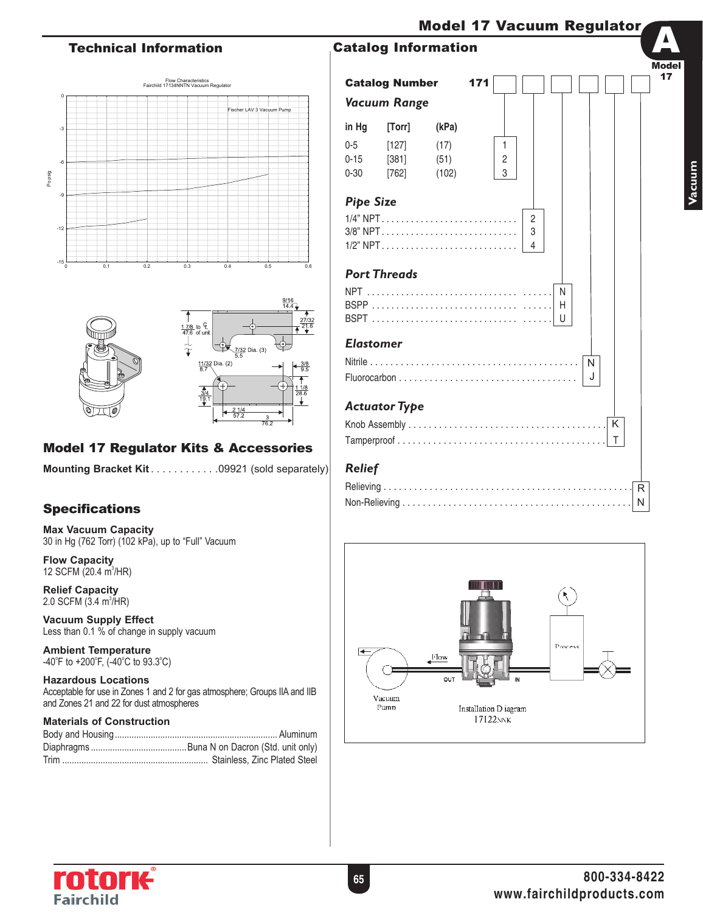# Model 17 Vacuum Regulator

## Technical Information

Flow Characteristics
Fairchild 17134NNTN Vacuum Regulator

Fischer LAV 3 Vacuum Pump

Po psig

0
-3
-6
-9
-12
-15

0 0.1 0.2 0.3 0.4 0.5 0.6

9/16 14.4
27/32 21.6
1 7/8 to ℄ 47.6 of unit
7/32 Dia. (3) 5.5
11/32 Dia. (2) 8.7
3/8 9.5
1 1/8 28.6
3/4 19.1
2 1/4 57.2
3 76.2

## Model 17 Regulator Kits & Accessories

**Mounting Bracket Kit** . . . . . . . . . . . .09921 (sold separately)

## Specifications

**Max Vacuum Capacity**
30 in Hg (762 Torr) (102 kPa), up to "Full" Vacuum

**Flow Capacity**
12 SCFM (20.4 $m^3$/HR)

**Relief Capacity**
2.0 SCFM (3.4 $m^3$/HR)

**Vacuum Supply Effect**
Less than 0.1 % of change in supply vacuum

**Ambient Temperature**
-40°F to +200°F, (-40°C to 93.3°C)

**Hazardous Locations**
Acceptable for use in Zones 1 and 2 for gas atmosphere; Groups IIA and IIB and Zones 21 and 22 for dust atmospheres

**Materials of Construction**
Body and Housing .................. Aluminum
Diaphragms .................. Buna N on Dacron (Std. unit only)
Trim .................. Stainless, Zinc Plated Steel

## Catalog Information

**Catalog Number 171** ☐ ☐ ☐ ☐ ☐ ☐

### Vacuum Range

| in Hg | [Torr] | (kPa) | |
|---|---|---|---|
| 0-5 | [127] | (17) | 1 |
| 0-15 | [381] | (51) | 2 |
| 0-30 | [762] | (102) | 3 |

### Pipe Size

1/4" NPT . . . . . . . . . . 2
3/8" NPT . . . . . . . . . . 3
1/2" NPT . . . . . . . . . . 4

### Port Threads

NPT . . . . . . . . . . N
BSPP . . . . . . . . . . H
BSPT . . . . . . . . . . U

### Elastomer

Nitrile . . . . . . . . . . N
Fluorocarbon . . . . . . . . . . J

### Actuator Type

Knob Assembly . . . . . . . . . . K
Tamperproof . . . . . . . . . . T

### Relief

Relieving . . . . . . . . . . R
Non-Relieving . . . . . . . . . . N

Flow
OUT
IN
Process
Vacuum Pump
Installation Diagram
17122NNK